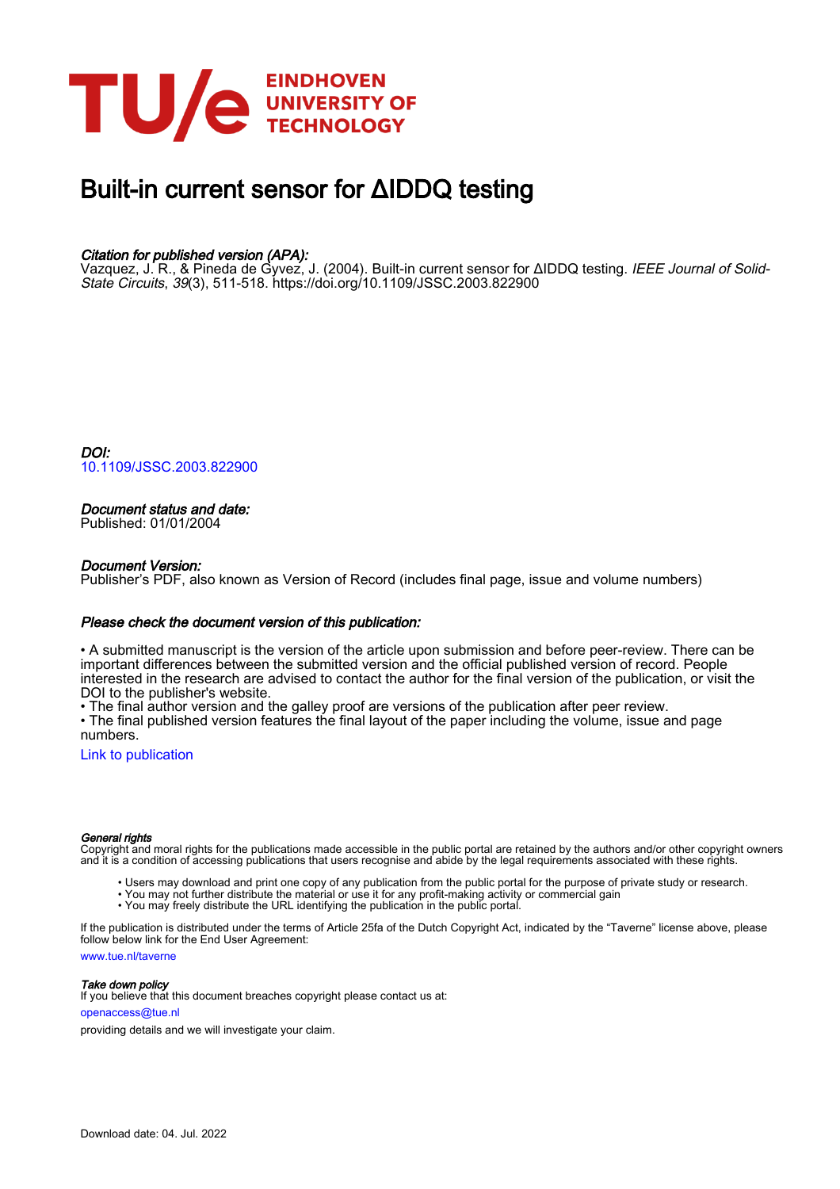# Built-in current sensor for ΔIDDQ testing

***Citation for published version (APA):***
Vazquez, J. R., & Pineda de Gyvez, J. (2004). Built-in current sensor for ΔIDDQ testing. *IEEE Journal of Solid-State Circuits*, *39*(3), 511-518. https://doi.org/10.1109/JSSC.2003.822900

***DOI:***
10.1109/JSSC.2003.822900

***Document status and date:***
Published: 01/01/2004

***Document Version:***
Publisher's PDF, also known as Version of Record (includes final page, issue and volume numbers)

***Please check the document version of this publication:***

• A submitted manuscript is the version of the article upon submission and before peer-review. There can be important differences between the submitted version and the official published version of record. People interested in the research are advised to contact the author for the final version of the publication, or visit the DOI to the publisher's website.
• The final author version and the galley proof are versions of the publication after peer review.
• The final published version features the final layout of the paper including the volume, issue and page numbers.

Link to publication

***General rights***
Copyright and moral rights for the publications made accessible in the public portal are retained by the authors and/or other copyright owners and it is a condition of accessing publications that users recognise and abide by the legal requirements associated with these rights.

• Users may download and print one copy of any publication from the public portal for the purpose of private study or research.
• You may not further distribute the material or use it for any profit-making activity or commercial gain
• You may freely distribute the URL identifying the publication in the public portal.

If the publication is distributed under the terms of Article 25fa of the Dutch Copyright Act, indicated by the "Taverne" license above, please follow below link for the End User Agreement:

www.tue.nl/taverne

***Take down policy***
If you believe that this document breaches copyright please contact us at:

openaccess@tue.nl

providing details and we will investigate your claim.

Download date: 04. Jul. 2022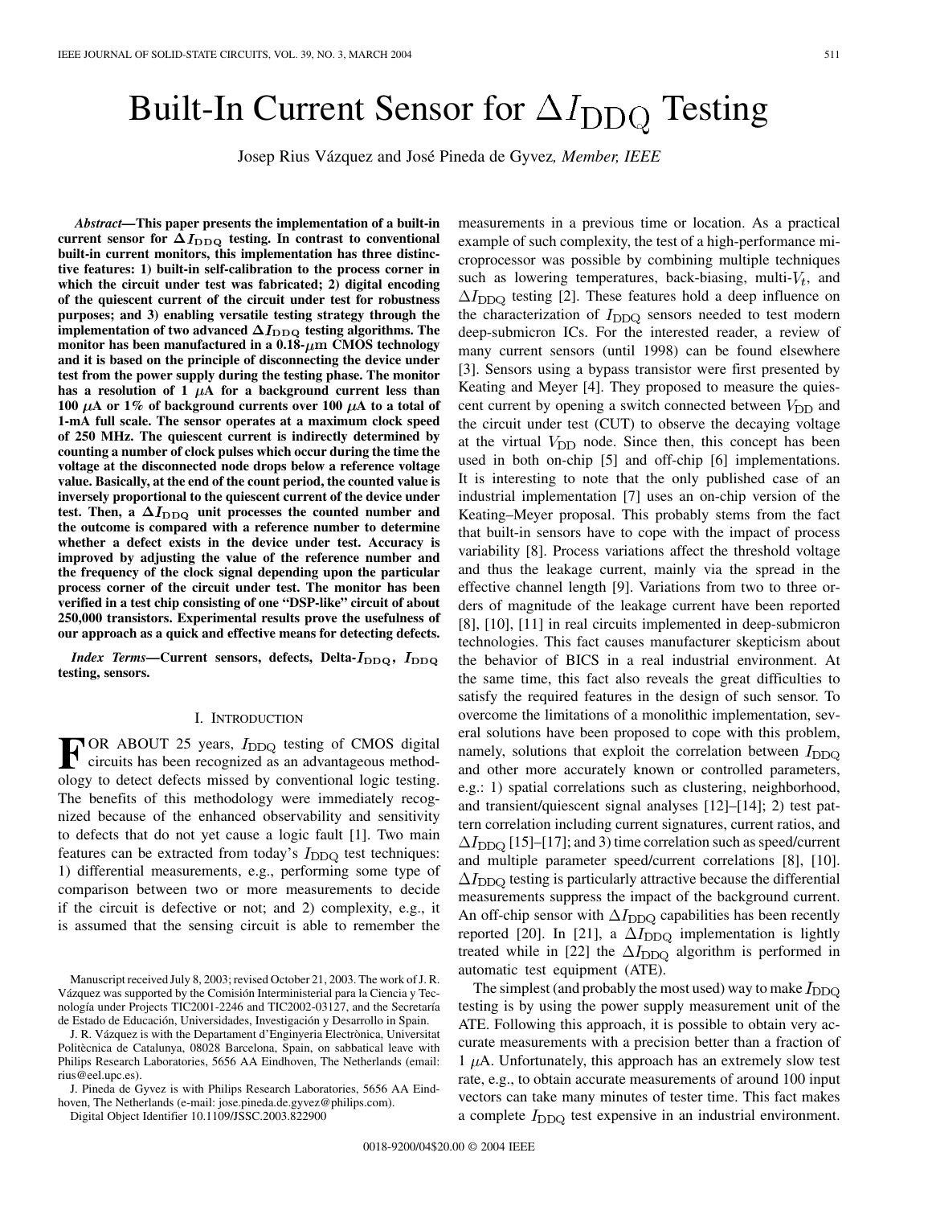# Built-In Current Sensor for $\Delta I_{DDQ}$ Testing

Josep Rius Vázquez and José Pineda de Gyvez, *Member, IEEE*

***Abstract*—This paper presents the implementation of a built-in current sensor for $\Delta I_{DDQ}$ testing. In contrast to conventional built-in current monitors, this implementation has three distinctive features: 1) built-in self-calibration to the process corner in which the circuit under test was fabricated; 2) digital encoding of the quiescent current of the circuit under test for robustness purposes; and 3) enabling versatile testing strategy through the implementation of two advanced $\Delta I_{DDQ}$ testing algorithms. The monitor has been manufactured in a 0.18-$\mu$m CMOS technology and it is based on the principle of disconnecting the device under test from the power supply during the testing phase. The monitor has a resolution of 1 $\mu$A for a background current less than 100 $\mu$A or 1% of background currents over 100 $\mu$A to a total of 1-mA full scale. The sensor operates at a maximum clock speed of 250 MHz. The quiescent current is indirectly determined by counting a number of clock pulses which occur during the time the voltage at the disconnected node drops below a reference voltage value. Basically, at the end of the count period, the counted value is inversely proportional to the quiescent current of the device under test. Then, a $\Delta I_{DDQ}$ unit processes the counted number and the outcome is compared with a reference number to determine whether a defect exists in the device under test. Accuracy is improved by adjusting the value of the reference number and the frequency of the clock signal depending upon the particular process corner of the circuit under test. The monitor has been verified in a test chip consisting of one "DSP-like" circuit of about 250,000 transistors. Experimental results prove the usefulness of our approach as a quick and effective means for detecting defects.**

***Index Terms*—Current sensors, defects, Delta-$I_{DDQ}$, $I_{DDQ}$ testing, sensors.**

## I. Introduction

For about 25 years, $I_{DDQ}$ testing of CMOS digital circuits has been recognized as an advantageous methodology to detect defects missed by conventional logic testing. The benefits of this methodology were immediately recognized because of the enhanced observability and sensitivity to defects that do not yet cause a logic fault [1]. Two main features can be extracted from today's $I_{DDQ}$ test techniques: 1) differential measurements, e.g., performing some type of comparison between two or more measurements to decide if the circuit is defective or not; and 2) complexity, e.g., it is assumed that the sensing circuit is able to remember the measurements in a previous time or location. As a practical example of such complexity, the test of a high-performance microprocessor was possible by combining multiple techniques such as lowering temperatures, back-biasing, multi-$V_t$, and $\Delta I_{DDQ}$ testing [2]. These features hold a deep influence on the characterization of $I_{DDQ}$ sensors needed to test modern deep-submicron ICs. For the interested reader, a review of many current sensors (until 1998) can be found elsewhere [3]. Sensors using a bypass transistor were first presented by Keating and Meyer [4]. They proposed to measure the quiescent current by opening a switch connected between $V_{DD}$ and the circuit under test (CUT) to observe the decaying voltage at the virtual $V_{DD}$ node. Since then, this concept has been used in both on-chip [5] and off-chip [6] implementations. It is interesting to note that the only published case of an industrial implementation [7] uses an on-chip version of the Keating–Meyer proposal. This probably stems from the fact that built-in sensors have to cope with the impact of process variability [8]. Process variations affect the threshold voltage and thus the leakage current, mainly via the spread in the effective channel length [9]. Variations from two to three orders of magnitude of the leakage current have been reported [8], [10], [11] in real circuits implemented in deep-submicron technologies. This fact causes manufacturer skepticism about the behavior of BICS in a real industrial environment. At the same time, this fact also reveals the great difficulties to satisfy the required features in the design of such sensor. To overcome the limitations of a monolithic implementation, several solutions have been proposed to cope with this problem, namely, solutions that exploit the correlation between $I_{DDQ}$ and other more accurately known or controlled parameters, e.g.: 1) spatial correlations such as clustering, neighborhood, and transient/quiescent signal analyses [12]–[14]; 2) test pattern correlation including current signatures, current ratios, and $\Delta I_{DDQ}$ [15]–[17]; and 3) time correlation such as speed/current and multiple parameter speed/current correlations [8], [10]. $\Delta I_{DDQ}$ testing is particularly attractive because the differential measurements suppress the impact of the background current. An off-chip sensor with $\Delta I_{DDQ}$ capabilities has been recently reported [20]. In [21], a $\Delta I_{DDQ}$ implementation is lightly treated while in [22] the $\Delta I_{DDQ}$ algorithm is performed in automatic test equipment (ATE).

The simplest (and probably the most used) way to make $I_{DDQ}$ testing is by using the power supply measurement unit of the ATE. Following this approach, it is possible to obtain very accurate measurements with a precision better than a fraction of 1 $\mu$A. Unfortunately, this approach has an extremely slow test rate, e.g., to obtain accurate measurements of around 100 input vectors can take many minutes of tester time. This fact makes a complete $I_{DDQ}$ test expensive in an industrial environment.

Manuscript received July 8, 2003; revised October 21, 2003. The work of J. R. Vázquez was supported by the Comisión Interministerial para la Ciencia y Tecnología under Projects TIC2001-2246 and TIC2002-03127, and the Secretaría de Estado de Educación, Universidades, Investigación y Desarrollo in Spain.

J. R. Vázquez is with the Departament d'Enginyeria Electrònica, Universitat Politècnica de Catalunya, 08028 Barcelona, Spain, on sabbatical leave with Philips Research Laboratories, 5656 AA Eindhoven, The Netherlands (email: rius@eel.upc.es).

J. Pineda de Gyvez is with Philips Research Laboratories, 5656 AA Eindhoven, The Netherlands (e-mail: jose.pineda.de.gyvez@philips.com).

Digital Object Identifier 10.1109/JSSC.2003.822900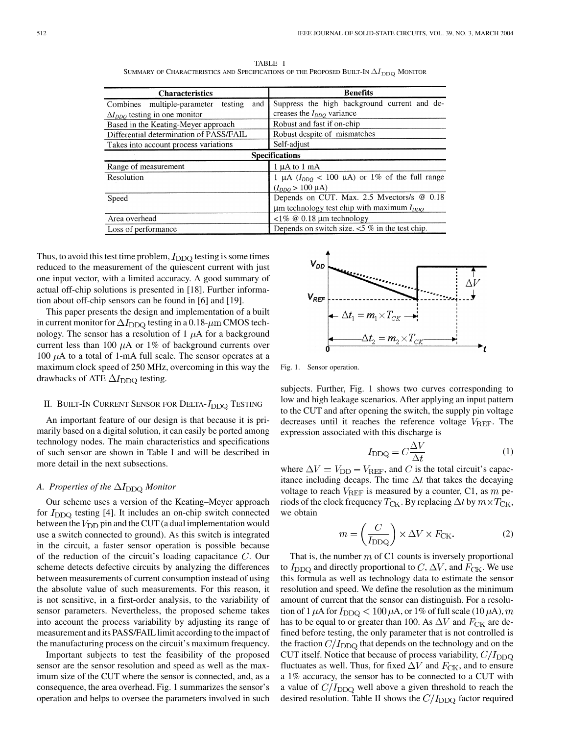TABLE I
SUMMARY OF CHARACTERISTICS AND SPECIFICATIONS OF THE PROPOSED BUILT-IN $\Delta I_{DDQ}$ MONITOR

| Characteristics | Benefits |
|---|---|
| Combines multiple-parameter testing and $\Delta I_{DDQ}$ testing in one monitor | Suppress the high background current and decreases the $I_{DDQ}$ variance |
| Based in the Keating-Meyer approach | Robust and fast if on-chip |
| Differential determination of PASS/FAIL | Robust despite of mismatches |
| Takes into account process variations | Self-adjust |
| **Specifications** | |
| Range of measurement | 1 μA to 1 mA |
| Resolution | 1 μA ($I_{DDQ}$ < 100 μA) or 1% of the full range ($I_{DDQ}$ > 100 μA) |
| Speed | Depends on CUT. Max. 2.5 Mvectors/s @ 0.18 μm technology test chip with maximum $I_{DDQ}$ |
| Area overhead | <1% @ 0.18 μm technology |
| Loss of performance | Depends on switch size. <5 % in the test chip. |

Thus, to avoid this test time problem, $I_{\rm DDQ}$ testing is some times reduced to the measurement of the quiescent current with just one input vector, with a limited accuracy. A good summary of actual off-chip solutions is presented in [18]. Further information about off-chip sensors can be found in [6] and [19].

This paper presents the design and implementation of a built in current monitor for $\Delta I_{\rm DDQ}$ testing in a 0.18-$\mu$m CMOS technology. The sensor has a resolution of 1 $\mu$A for a background current less than 100 $\mu$A or 1% of background currents over 100 $\mu$A to a total of 1-mA full scale. The sensor operates at a maximum clock speed of 250 MHz, overcoming in this way the drawbacks of ATE $\Delta I_{\rm DDQ}$ testing.

## II. Built-In Current Sensor for Delta-$I_{\rm DDQ}$ Testing

An important feature of our design is that because it is primarily based on a digital solution, it can easily be ported among technology nodes. The main characteristics and specifications of such sensor are shown in Table I and will be described in more detail in the next subsections.

### A. Properties of the $\Delta I_{\rm DDQ}$ Monitor

Our scheme uses a version of the Keating–Meyer approach for $I_{\rm DDQ}$ testing [4]. It includes an on-chip switch connected between the $V_{\rm DD}$ pin and the CUT (a dual implementation would use a switch connected to ground). As this switch is integrated in the circuit, a faster sensor operation is possible because of the reduction of the circuit's loading capacitance $C$. Our scheme detects defective circuits by analyzing the differences between measurements of current consumption instead of using the absolute value of such measurements. For this reason, it is not sensitive, in a first-order analysis, to the variability of sensor parameters. Nevertheless, the proposed scheme takes into account the process variability by adjusting its range of measurement and its PASS/FAIL limit according to the impact of the manufacturing process on the circuit's maximum frequency.

Important subjects to test the feasibility of the proposed sensor are the sensor resolution and speed as well as the maximum size of the CUT where the sensor is connected, and, as a consequence, the area overhead. Fig. 1 summarizes the sensor's operation and helps to oversee the parameters involved in such subjects. Further, Fig. 1 shows two curves corresponding to low and high leakage scenarios. After applying an input pattern to the CUT and after opening the switch, the supply pin voltage decreases until it reaches the reference voltage $V_{\rm REF}$. The expression associated with this discharge is

Fig. 1. Sensor operation.

$$I_{\rm DDQ} = C\frac{\Delta V}{\Delta t} \tag{1}$$

where $\Delta V = V_{\rm DD} - V_{\rm REF}$, and $C$ is the total circuit's capacitance including decaps. The time $\Delta t$ that takes the decaying voltage to reach $V_{\rm REF}$ is measured by a counter, C1, as $m$ periods of the clock frequency $T_{\rm CK}$. By replacing $\Delta t$ by $m \times T_{\rm CK}$, we obtain

$$m = \left(\frac{C}{I_{\rm DDQ}}\right) \times \Delta V \times F_{\rm CK}. \tag{2}$$

That is, the number $m$ of C1 counts is inversely proportional to $I_{\rm DDQ}$ and directly proportional to $C$, $\Delta V$, and $F_{\rm CK}$. We use this formula as well as technology data to estimate the sensor resolution and speed. We define the resolution as the minimum amount of current that the sensor can distinguish. For a resolution of 1 $\mu$A for $I_{\rm DDQ} < 100\,\mu$A, or 1% of full scale (10 $\mu$A), $m$ has to be equal to or greater than 100. As $\Delta V$ and $F_{\rm CK}$ are defined before testing, the only parameter that is not controlled is the fraction $C/I_{\rm DDQ}$ that depends on the technology and on the CUT itself. Notice that because of process variability, $C/I_{\rm DDQ}$ fluctuates as well. Thus, for fixed $\Delta V$ and $F_{\rm CK}$, and to ensure a 1% accuracy, the sensor has to be connected to a CUT with a value of $C/I_{\rm DDQ}$ well above a given threshold to reach the desired resolution. Table II shows the $C/I_{\rm DDQ}$ factor required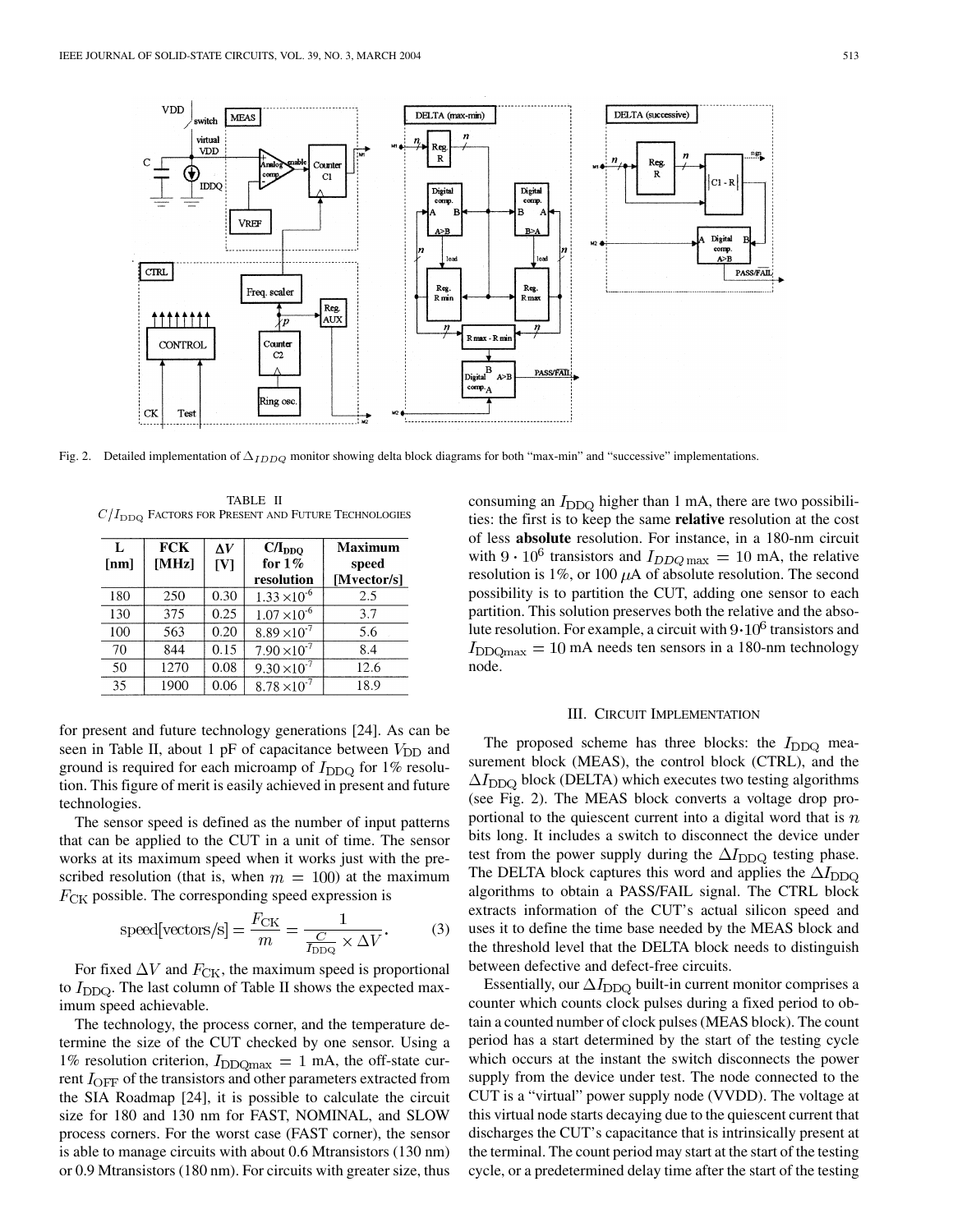Fig. 2. Detailed implementation of $\Delta_{IDDQ}$ monitor showing delta block diagrams for both "max-min" and "successive" implementations.

TABLE II
$C/I_{\mathrm{DDQ}}$ FACTORS FOR PRESENT AND FUTURE TECHNOLOGIES

| L [nm] | FCK [MHz] | ΔV [V] | C/I<sub>DDQ</sub> for 1% resolution | Maximum speed [Mvector/s] |
|---|---|---|---|---|
| 180 | 250 | 0.30 | $1.33 \times 10^{-6}$ | 2.5 |
| 130 | 375 | 0.25 | $1.07 \times 10^{-6}$ | 3.7 |
| 100 | 563 | 0.20 | $8.89 \times 10^{-7}$ | 5.6 |
| 70 | 844 | 0.15 | $7.90 \times 10^{-7}$ | 8.4 |
| 50 | 1270 | 0.08 | $9.30 \times 10^{-7}$ | 12.6 |
| 35 | 1900 | 0.06 | $8.78 \times 10^{-7}$ | 18.9 |

for present and future technology generations [24]. As can be seen in Table II, about 1 pF of capacitance between $V_{\mathrm{DD}}$ and ground is required for each microamp of $I_{\mathrm{DDQ}}$ for 1% resolution. This figure of merit is easily achieved in present and future technologies.

The sensor speed is defined as the number of input patterns that can be applied to the CUT in a unit of time. The sensor works at its maximum speed when it works just with the prescribed resolution (that is, when $m = 100$) at the maximum $F_{\mathrm{CK}}$ possible. The corresponding speed expression is

$$\text{speed[vectors/s]} = \frac{F_{\mathrm{CK}}}{m} = \frac{1}{\frac{C}{I_{\mathrm{DDQ}}} \times \Delta V}. \tag{3}$$

For fixed $\Delta V$ and $F_{\mathrm{CK}}$, the maximum speed is proportional to $I_{\mathrm{DDQ}}$. The last column of Table II shows the expected maximum speed achievable.

The technology, the process corner, and the temperature determine the size of the CUT checked by one sensor. Using a 1% resolution criterion, $I_{\mathrm{DDQmax}} = 1$ mA, the off-state current $I_{\mathrm{OFF}}$ of the transistors and other parameters extracted from the SIA Roadmap [24], it is possible to calculate the circuit size for 180 and 130 nm for FAST, NOMINAL, and SLOW process corners. For the worst case (FAST corner), the sensor is able to manage circuits with about 0.6 Mtransistors (130 nm) or 0.9 Mtransistors (180 nm). For circuits with greater size, thus consuming an $I_{\mathrm{DDQ}}$ higher than 1 mA, there are two possibilities: the first is to keep the same **relative** resolution at the cost of less **absolute** resolution. For instance, in a 180-nm circuit with $9 \cdot 10^6$ transistors and $I_{DDQ\,\max} = 10$ mA, the relative resolution is 1%, or 100 $\mu$A of absolute resolution. The second possibility is to partition the CUT, adding one sensor to each partition. This solution preserves both the relative and the absolute resolution. For example, a circuit with $9 \cdot 10^6$ transistors and $I_{\mathrm{DDQmax}} = 10$ mA needs ten sensors in a 180-nm technology node.

## III. CIRCUIT IMPLEMENTATION

The proposed scheme has three blocks: the $I_{\mathrm{DDQ}}$ measurement block (MEAS), the control block (CTRL), and the $\Delta I_{\mathrm{DDQ}}$ block (DELTA) which executes two testing algorithms (see Fig. 2). The MEAS block converts a voltage drop proportional to the quiescent current into a digital word that is $n$ bits long. It includes a switch to disconnect the device under test from the power supply during the $\Delta I_{\mathrm{DDQ}}$ testing phase. The DELTA block captures this word and applies the $\Delta I_{\mathrm{DDQ}}$ algorithms to obtain a PASS/FAIL signal. The CTRL block extracts information of the CUT's actual silicon speed and uses it to define the time base needed by the MEAS block and the threshold level that the DELTA block needs to distinguish between defective and defect-free circuits.

Essentially, our $\Delta I_{\mathrm{DDQ}}$ built-in current monitor comprises a counter which counts clock pulses during a fixed period to obtain a counted number of clock pulses (MEAS block). The count period has a start determined by the start of the testing cycle which occurs at the instant the switch disconnects the power supply from the device under test. The node connected to the CUT is a "virtual" power supply node (VVDD). The voltage at this virtual node starts decaying due to the quiescent current that discharges the CUT's capacitance that is intrinsically present at the terminal. The count period may start at the start of the testing cycle, or a predetermined delay time after the start of the testing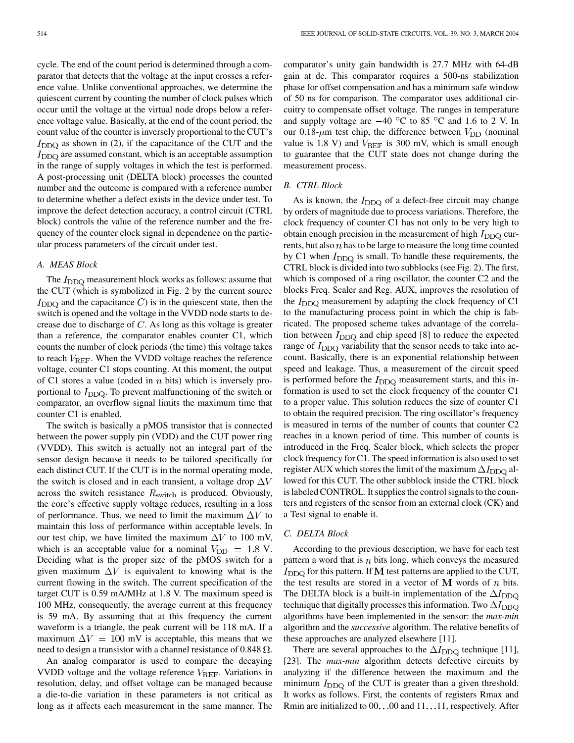cycle. The end of the count period is determined through a comparator that detects that the voltage at the input crosses a reference value. Unlike conventional approaches, we determine the quiescent current by counting the number of clock pulses which occur until the voltage at the virtual node drops below a reference voltage value. Basically, at the end of the count period, the count value of the counter is inversely proportional to the CUT's $I_{\rm DDQ}$ as shown in (2), if the capacitance of the CUT and the $I_{\rm DDQ}$ are assumed constant, which is an acceptable assumption in the range of supply voltages in which the test is performed. A post-processing unit (DELTA block) processes the counted number and the outcome is compared with a reference number to determine whether a defect exists in the device under test. To improve the defect detection accuracy, a control circuit (CTRL block) controls the value of the reference number and the frequency of the counter clock signal in dependence on the particular process parameters of the circuit under test.

### A. MEAS Block

The $I_{\rm DDQ}$ measurement block works as follows: assume that the CUT (which is symbolized in Fig. 2 by the current source $I_{\rm DDQ}$ and the capacitance $C$) is in the quiescent state, then the switch is opened and the voltage in the VVDD node starts to decrease due to discharge of $C$. As long as this voltage is greater than a reference, the comparator enables counter C1, which counts the number of clock periods (the time) this voltage takes to reach $V_{\rm REF}$. When the VVDD voltage reaches the reference voltage, counter C1 stops counting. At this moment, the output of C1 stores a value (coded in $n$ bits) which is inversely proportional to $I_{\rm DDQ}$. To prevent malfunctioning of the switch or comparator, an overflow signal limits the maximum time that counter C1 is enabled.

The switch is basically a pMOS transistor that is connected between the power supply pin (VDD) and the CUT power ring (VVDD). This switch is actually not an integral part of the sensor design because it needs to be tailored specifically for each distinct CUT. If the CUT is in the normal operating mode, the switch is closed and in each transient, a voltage drop $\Delta V$ across the switch resistance $R_{\rm switch}$ is produced. Obviously, the core's effective supply voltage reduces, resulting in a loss of performance. Thus, we need to limit the maximum $\Delta V$ to maintain this loss of performance within acceptable levels. In our test chip, we have limited the maximum $\Delta V$ to 100 mV, which is an acceptable value for a nominal $V_{\rm DD} = 1.8$ V. Deciding what is the proper size of the pMOS switch for a given maximum $\Delta V$ is equivalent to knowing what is the current flowing in the switch. The current specification of the target CUT is 0.59 mA/MHz at 1.8 V. The maximum speed is 100 MHz, consequently, the average current at this frequency is 59 mA. By assuming that at this frequency the current waveform is a triangle, the peak current will be 118 mA. If a maximum $\Delta V = 100$ mV is acceptable, this means that we need to design a transistor with a channel resistance of 0.848 $\Omega$.

An analog comparator is used to compare the decaying VVDD voltage and the voltage reference $V_{\rm REF}$. Variations in resolution, delay, and offset voltage can be managed because a die-to-die variation in these parameters is not critical as long as it affects each measurement in the same manner. The comparator's unity gain bandwidth is 27.7 MHz with 64-dB gain at dc. This comparator requires a 500-ns stabilization phase for offset compensation and has a minimum safe window of 50 ns for comparison. The comparator uses additional circuitry to compensate offset voltage. The ranges in temperature and supply voltage are $-40$ °C to 85 °C and 1.6 to 2 V. In our 0.18-$\mu$m test chip, the difference between $V_{\rm DD}$ (nominal value is 1.8 V) and $V_{\rm REF}$ is 300 mV, which is small enough to guarantee that the CUT state does not change during the measurement process.

### B. CTRL Block

As is known, the $I_{\rm DDQ}$ of a defect-free circuit may change by orders of magnitude due to process variations. Therefore, the clock frequency of counter C1 has not only to be very high to obtain enough precision in the measurement of high $I_{\rm DDQ}$ currents, but also $n$ has to be large to measure the long time counted by C1 when $I_{\rm DDQ}$ is small. To handle these requirements, the CTRL block is divided into two subblocks (see Fig. 2). The first, which is composed of a ring oscillator, the counter C2 and the blocks Freq. Scaler and Reg. AUX, improves the resolution of the $I_{\rm DDQ}$ measurement by adapting the clock frequency of C1 to the manufacturing process point in which the chip is fabricated. The proposed scheme takes advantage of the correlation between $I_{\rm DDQ}$ and chip speed [8] to reduce the expected range of $I_{\rm DDQ}$ variability that the sensor needs to take into account. Basically, there is an exponential relationship between speed and leakage. Thus, a measurement of the circuit speed is performed before the $I_{\rm DDQ}$ measurement starts, and this information is used to set the clock frequency of the counter C1 to a proper value. This solution reduces the size of counter C1 to obtain the required precision. The ring oscillator's frequency is measured in terms of the number of counts that counter C2 reaches in a known period of time. This number of counts is introduced in the Freq. Scaler block, which selects the proper clock frequency for C1. The speed information is also used to set register AUX which stores the limit of the maximum $\Delta I_{\rm DDQ}$ allowed for this CUT. The other subblock inside the CTRL block is labeled CONTROL. It supplies the control signals to the counters and registers of the sensor from an external clock (CK) and a Test signal to enable it.

### C. DELTA Block

According to the previous description, we have for each test pattern a word that is $n$ bits long, which conveys the measured $I_{\rm DDQ}$ for this pattern. If $\mathbf{M}$ test patterns are applied to the CUT, the test results are stored in a vector of $\mathbf{M}$ words of $n$ bits. The DELTA block is a built-in implementation of the $\Delta I_{\rm DDQ}$ technique that digitally processes this information. Two $\Delta I_{\rm DDQ}$ algorithms have been implemented in the sensor: the *max-min* algorithm and the *successive* algorithm. The relative benefits of these approaches are analyzed elsewhere [11].

There are several approaches to the $\Delta I_{\rm DDQ}$ technique [11], [23]. The *max-min* algorithm detects defective circuits by analyzing if the difference between the maximum and the minimum $I_{\rm DDQ}$ of the CUT is greater than a given threshold. It works as follows. First, the contents of registers Rmax and Rmin are initialized to 00..00 and 11...11, respectively. After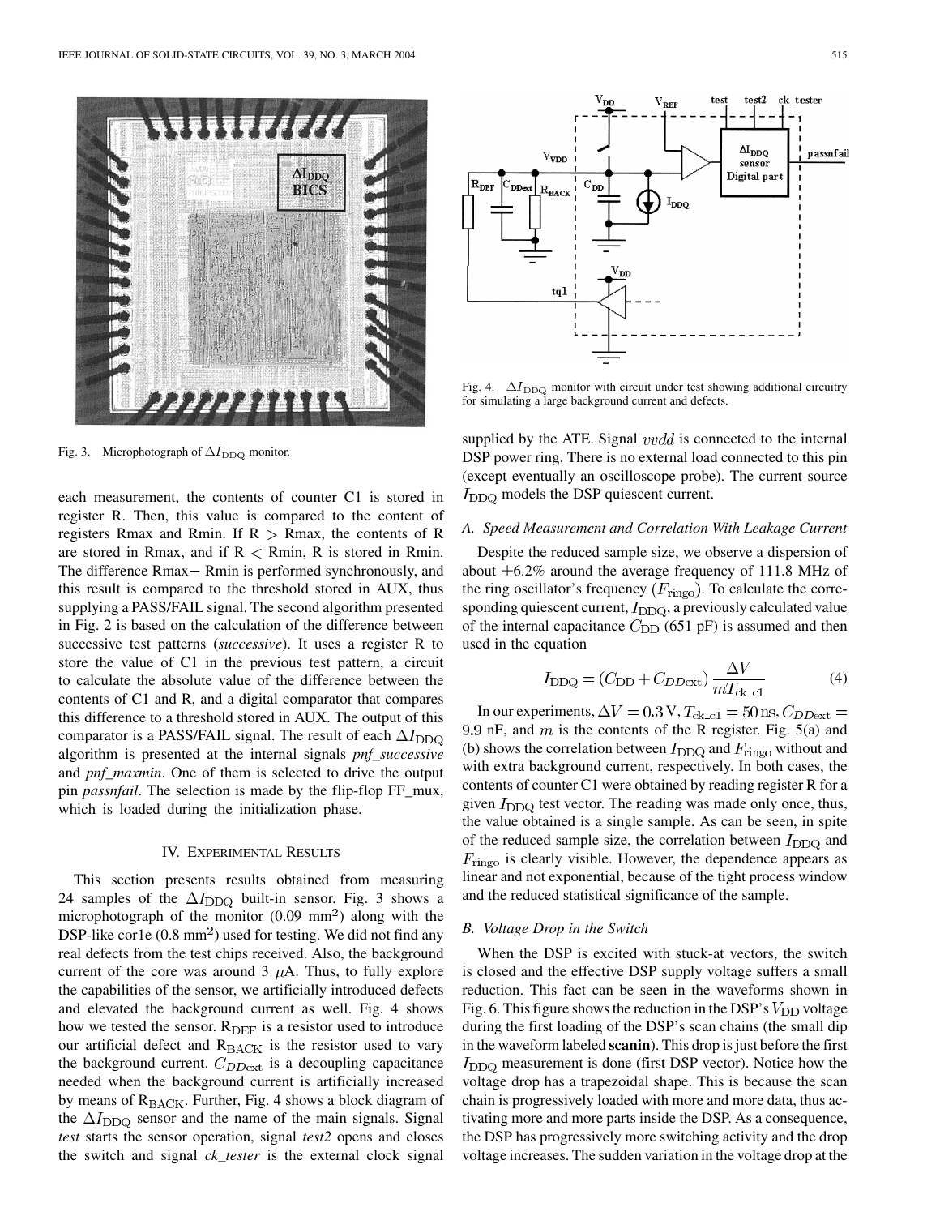Fig. 3. Microphotograph of $\Delta I_{\mathrm{DDQ}}$ monitor.

each measurement, the contents of counter C1 is stored in register R. Then, this value is compared to the content of registers Rmax and Rmin. If R > Rmax, the contents of R are stored in Rmax, and if R < Rmin, R is stored in Rmin. The difference Rmax− Rmin is performed synchronously, and this result is compared to the threshold stored in AUX, thus supplying a PASS/FAIL signal. The second algorithm presented in Fig. 2 is based on the calculation of the difference between successive test patterns (*successive*). It uses a register R to store the value of C1 in the previous test pattern, a circuit to calculate the absolute value of the difference between the contents of C1 and R, and a digital comparator that compares this difference to a threshold stored in AUX. The output of this comparator is a PASS/FAIL signal. The result of each $\Delta I_{\mathrm{DDQ}}$ algorithm is presented at the internal signals *pnf_successive* and *pnf_maxmin*. One of them is selected to drive the output pin *passnfail*. The selection is made by the flip-flop FF_mux, which is loaded during the initialization phase.

## IV. Experimental Results

This section presents results obtained from measuring 24 samples of the $\Delta I_{\mathrm{DDQ}}$ built-in sensor. Fig. 3 shows a microphotograph of the monitor (0.09 mm$^2$) along with the DSP-like cor1e (0.8 mm$^2$) used for testing. We did not find any real defects from the test chips received. Also, the background current of the core was around 3 $\mu$A. Thus, to fully explore the capabilities of the sensor, we artificially introduced defects and elevated the background current as well. Fig. 4 shows how we tested the sensor. $\mathrm{R_{DEF}}$ is a resistor used to introduce our artificial defect and $\mathrm{R_{BACK}}$ is the resistor used to vary the background current. $C_{DD\mathrm{ext}}$ is a decoupling capacitance needed when the background current is artificially increased by means of $\mathrm{R_{BACK}}$. Further, Fig. 4 shows a block diagram of the $\Delta I_{\mathrm{DDQ}}$ sensor and the name of the main signals. Signal *test* starts the sensor operation, signal *test2* opens and closes the switch and signal *ck_tester* is the external clock signal supplied by the ATE. Signal $vvdd$ is connected to the internal DSP power ring. There is no external load connected to this pin (except eventually an oscilloscope probe). The current source $I_{\mathrm{DDQ}}$ models the DSP quiescent current.

Fig. 4. $\Delta I_{\mathrm{DDQ}}$ monitor with circuit under test showing additional circuitry for simulating a large background current and defects.

### A. Speed Measurement and Correlation With Leakage Current

Despite the reduced sample size, we observe a dispersion of about ±6.2% around the average frequency of 111.8 MHz of the ring oscillator's frequency ($F_{\mathrm{ringo}}$). To calculate the corresponding quiescent current, $I_{\mathrm{DDQ}}$, a previously calculated value of the internal capacitance $C_{\mathrm{DD}}$ (651 pF) is assumed and then used in the equation

$$I_{\mathrm{DDQ}} = (C_{\mathrm{DD}} + C_{DD\mathrm{ext}})\,\frac{\Delta V}{mT_{\mathrm{ck\_c1}}} \tag{4}$$

In our experiments, $\Delta V = 0.3\,\mathrm{V}$, $T_{\mathrm{ck\_c1}} = 50\,\mathrm{ns}$, $C_{DD\mathrm{ext}} = 9.9$ nF, and $m$ is the contents of the R register. Fig. 5(a) and (b) shows the correlation between $I_{\mathrm{DDQ}}$ and $F_{\mathrm{ringo}}$ without and with extra background current, respectively. In both cases, the contents of counter C1 were obtained by reading register R for a given $I_{\mathrm{DDQ}}$ test vector. The reading was made only once, thus, the value obtained is a single sample. As can be seen, in spite of the reduced sample size, the correlation between $I_{\mathrm{DDQ}}$ and $F_{\mathrm{ringo}}$ is clearly visible. However, the dependence appears as linear and not exponential, because of the tight process window and the reduced statistical significance of the sample.

### B. Voltage Drop in the Switch

When the DSP is excited with stuck-at vectors, the switch is closed and the effective DSP supply voltage suffers a small reduction. This fact can be seen in the waveforms shown in Fig. 6. This figure shows the reduction in the DSP's $V_{\mathrm{DD}}$ voltage during the first loading of the DSP's scan chains (the small dip in the waveform labeled **scanin**). This drop is just before the first $I_{\mathrm{DDQ}}$ measurement is done (first DSP vector). Notice how the voltage drop has a trapezoidal shape. This is because the scan chain is progressively loaded with more and more data, thus activating more and more parts inside the DSP. As a consequence, the DSP has progressively more switching activity and the drop voltage increases. The sudden variation in the voltage drop at the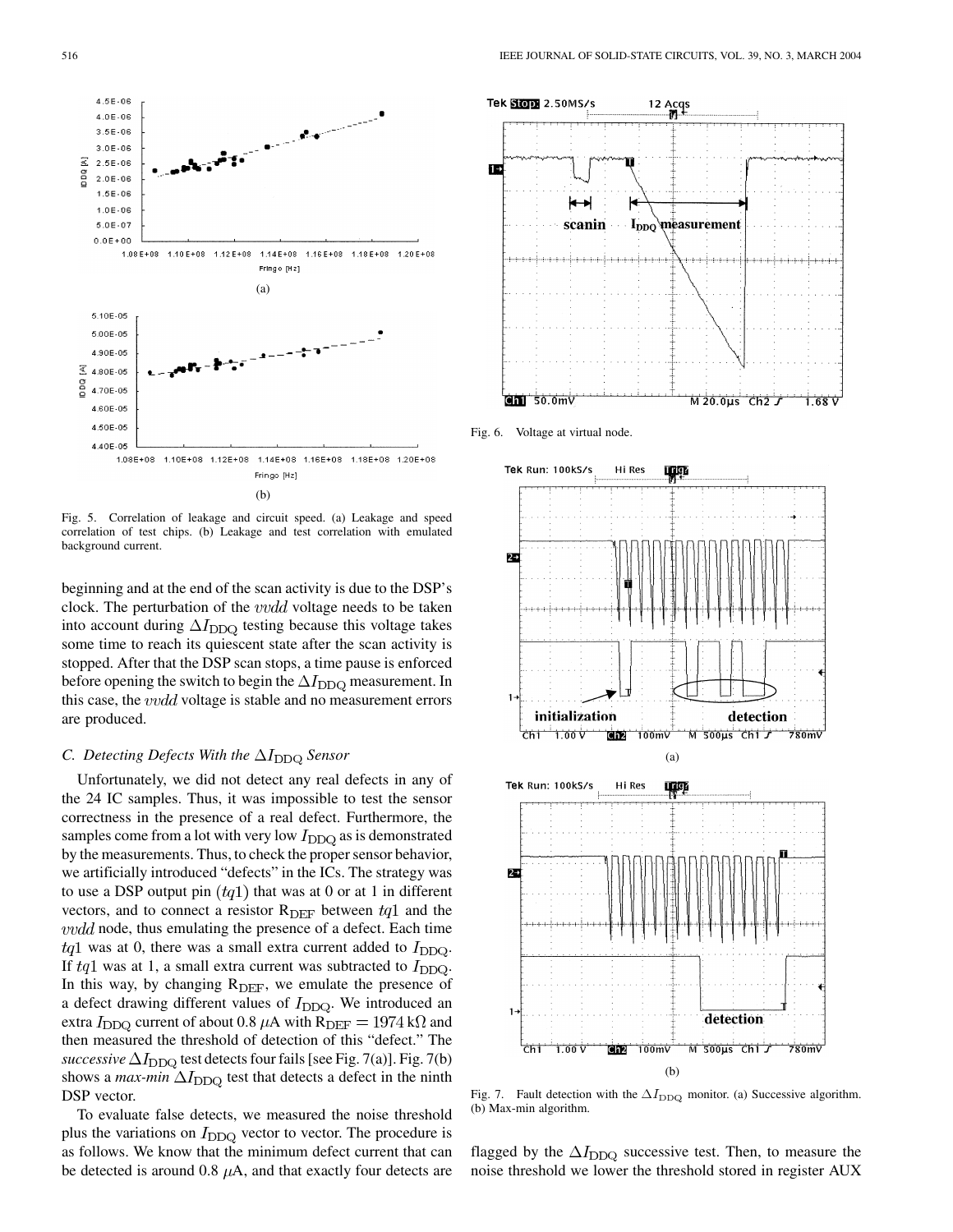Fig. 5. Correlation of leakage and circuit speed. (a) Leakage and speed correlation of test chips. (b) Leakage and test correlation with emulated background current.

beginning and at the end of the scan activity is due to the DSP's clock. The perturbation of the $vvdd$ voltage needs to be taken into account during $\Delta I_{\rm DDQ}$ testing because this voltage takes some time to reach its quiescent state after the scan activity is stopped. After that the DSP scan stops, a time pause is enforced before opening the switch to begin the $\Delta I_{\rm DDQ}$ measurement. In this case, the $vvdd$ voltage is stable and no measurement errors are produced.

### C. Detecting Defects With the $\Delta I_{\rm DDQ}$ Sensor

Unfortunately, we did not detect any real defects in any of the 24 IC samples. Thus, it was impossible to test the sensor correctness in the presence of a real defect. Furthermore, the samples come from a lot with very low $I_{\rm DDQ}$ as is demonstrated by the measurements. Thus, to check the proper sensor behavior, we artificially introduced "defects" in the ICs. The strategy was to use a DSP output pin $(tq1)$ that was at 0 or at 1 in different vectors, and to connect a resistor $\rm R_{DEF}$ between $tq1$ and the $vvdd$ node, thus emulating the presence of a defect. Each time $tq1$ was at 0, there was a small extra current added to $I_{\rm DDQ}$. If $tq1$ was at 1, a small extra current was subtracted to $I_{\rm DDQ}$. In this way, by changing $\rm R_{DEF}$, we emulate the presence of a defect drawing different values of $I_{\rm DDQ}$. We introduced an extra $I_{\rm DDQ}$ current of about 0.8 $\mu$A with $\rm R_{DEF} = 1974\ k\Omega$ and then measured the threshold of detection of this "defect." The *successive* $\Delta I_{\rm DDQ}$ test detects four fails [see Fig. 7(a)]. Fig. 7(b) shows a *max-min* $\Delta I_{\rm DDQ}$ test that detects a defect in the ninth DSP vector.

To evaluate false detects, we measured the noise threshold plus the variations on $I_{\rm DDQ}$ vector to vector. The procedure is as follows. We know that the minimum defect current that can be detected is around 0.8 $\mu$A, and that exactly four detects are flagged by the $\Delta I_{\rm DDQ}$ successive test. Then, to measure the noise threshold we lower the threshold stored in register AUX

Fig. 6. Voltage at virtual node.

Fig. 7. Fault detection with the $\Delta I_{\rm DDQ}$ monitor. (a) Successive algorithm. (b) Max-min algorithm.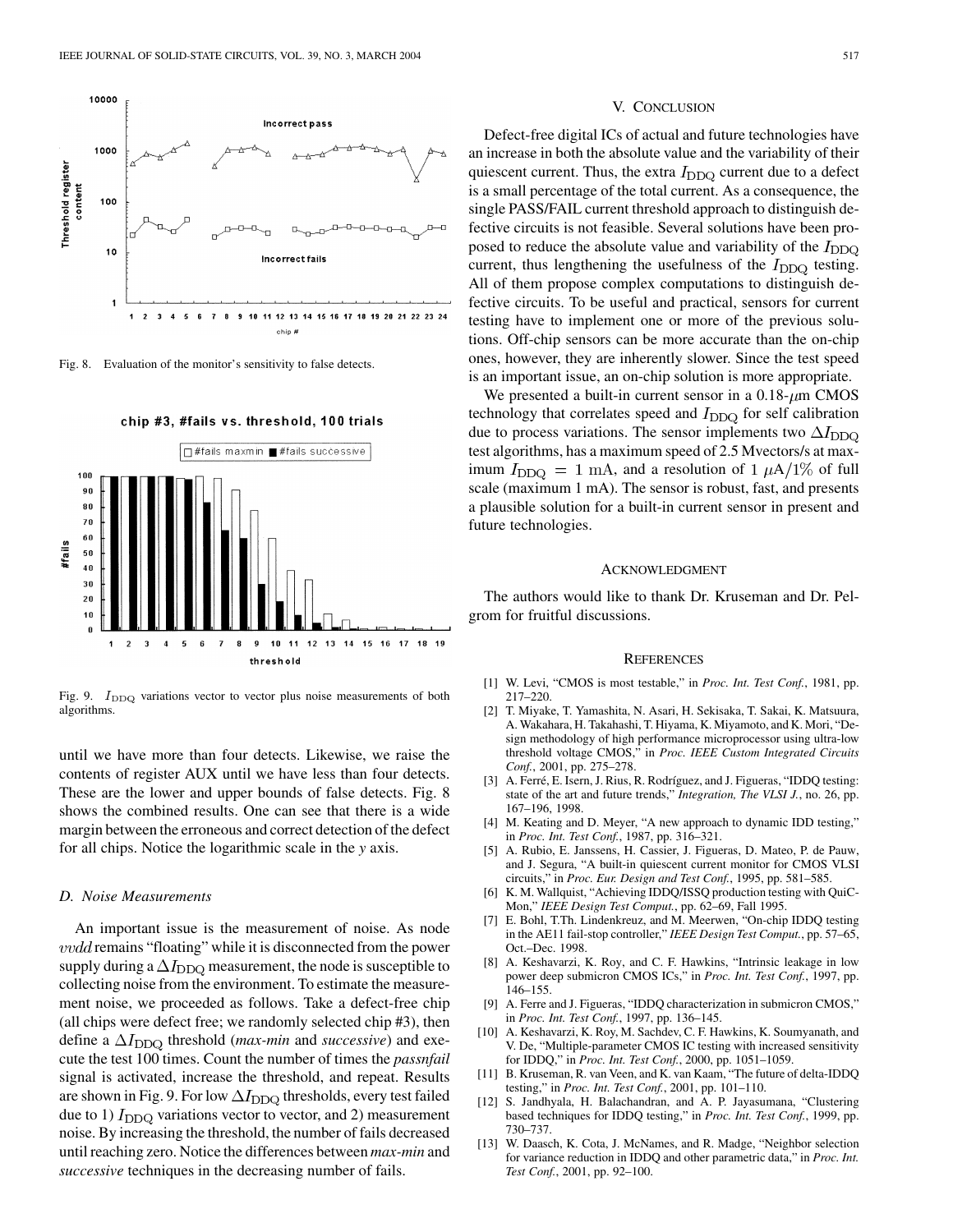Fig. 8. Evaluation of the monitor's sensitivity to false detects.

Fig. 9. $I_{DDQ}$ variations vector to vector plus noise measurements of both algorithms.

until we have more than four detects. Likewise, we raise the contents of register AUX until we have less than four detects. These are the lower and upper bounds of false detects. Fig. 8 shows the combined results. One can see that there is a wide margin between the erroneous and correct detection of the defect for all chips. Notice the logarithmic scale in the *y* axis.

### D. Noise Measurements

An important issue is the measurement of noise. As node *vvdd* remains "floating" while it is disconnected from the power supply during a $\Delta I_{DDQ}$ measurement, the node is susceptible to collecting noise from the environment. To estimate the measurement noise, we proceeded as follows. Take a defect-free chip (all chips were defect free; we randomly selected chip #3), then define a $\Delta I_{DDQ}$ threshold (*max-min* and *successive*) and execute the test 100 times. Count the number of times the *passnfail* signal is activated, increase the threshold, and repeat. Results are shown in Fig. 9. For low $\Delta I_{DDQ}$ thresholds, every test failed due to 1) $I_{DDQ}$ variations vector to vector, and 2) measurement noise. By increasing the threshold, the number of fails decreased until reaching zero. Notice the differences between *max-min* and *successive* techniques in the decreasing number of fails.

## V. Conclusion

Defect-free digital ICs of actual and future technologies have an increase in both the absolute value and the variability of their quiescent current. Thus, the extra $I_{DDQ}$ current due to a defect is a small percentage of the total current. As a consequence, the single PASS/FAIL current threshold approach to distinguish defective circuits is not feasible. Several solutions have been proposed to reduce the absolute value and variability of the $I_{DDQ}$ current, thus lengthening the usefulness of the $I_{DDQ}$ testing. All of them propose complex computations to distinguish defective circuits. To be useful and practical, sensors for current testing have to implement one or more of the previous solutions. Off-chip sensors can be more accurate than the on-chip ones, however, they are inherently slower. Since the test speed is an important issue, an on-chip solution is more appropriate.

We presented a built-in current sensor in a 0.18-$\mu$m CMOS technology that correlates speed and $I_{DDQ}$ for self calibration due to process variations. The sensor implements two $\Delta I_{DDQ}$ test algorithms, has a maximum speed of 2.5 Mvectors/s at maximum $I_{DDQ} = 1$ mA, and a resolution of 1 $\mu$A/1% of full scale (maximum 1 mA). The sensor is robust, fast, and presents a plausible solution for a built-in current sensor in present and future technologies.

## Acknowledgment

The authors would like to thank Dr. Kruseman and Dr. Pelgrom for fruitful discussions.

## References

[1] W. Levi, "CMOS is most testable," in *Proc. Int. Test Conf.*, 1981, pp. 217–220.

[2] T. Miyake, T. Yamashita, N. Asari, H. Sekisaka, T. Sakai, K. Matsuura, A. Wakahara, H. Takahashi, T. Hiyama, K. Miyamoto, and K. Mori, "Design methodology of high performance microprocessor using ultra-low threshold voltage CMOS," in *Proc. IEEE Custom Integrated Circuits Conf.*, 2001, pp. 275–278.

[3] A. Ferré, E. Isern, J. Rius, R. Rodríguez, and J. Figueras, "IDDQ testing: state of the art and future trends," *Integration, The VLSI J.*, no. 26, pp. 167–196, 1998.

[4] M. Keating and D. Meyer, "A new approach to dynamic IDD testing," in *Proc. Int. Test Conf.*, 1987, pp. 316–321.

[5] A. Rubio, E. Janssens, H. Cassier, J. Figueras, D. Mateo, P. de Pauw, and J. Segura, "A built-in quiescent current monitor for CMOS VLSI circuits," in *Proc. Eur. Design and Test Conf.*, 1995, pp. 581–585.

[6] K. M. Wallquist, "Achieving IDDQ/ISSQ production testing with QuiC-Mon," *IEEE Design Test Comput.*, pp. 62–69, Fall 1995.

[7] E. Bohl, T.Th. Lindenkreuz, and M. Meerwen, "On-chip IDDQ testing in the AE11 fail-stop controller," *IEEE Design Test Comput.*, pp. 57–65, Oct.–Dec. 1998.

[8] A. Keshavarzi, K. Roy, and C. F. Hawkins, "Intrinsic leakage in low power deep submicron CMOS ICs," in *Proc. Int. Test Conf.*, 1997, pp. 146–155.

[9] A. Ferre and J. Figueras, "IDDQ characterization in submicron CMOS," in *Proc. Int. Test Conf.*, 1997, pp. 136–145.

[10] A. Keshavarzi, K. Roy, M. Sachdev, C. F. Hawkins, K. Soumyanath, and V. De, "Multiple-parameter CMOS IC testing with increased sensitivity for IDDQ," in *Proc. Int. Test Conf.*, 2000, pp. 1051–1059.

[11] B. Kruseman, R. van Veen, and K. van Kaam, "The future of delta-IDDQ testing," in *Proc. Int. Test Conf.*, 2001, pp. 101–110.

[12] S. Jandhyala, H. Balachandran, and A. P. Jayasumana, "Clustering based techniques for IDDQ testing," in *Proc. Int. Test Conf.*, 1999, pp. 730–737.

[13] W. Daasch, K. Cota, J. McNames, and R. Madge, "Neighbor selection for variance reduction in IDDQ and other parametric data," in *Proc. Int. Test Conf.*, 2001, pp. 92–100.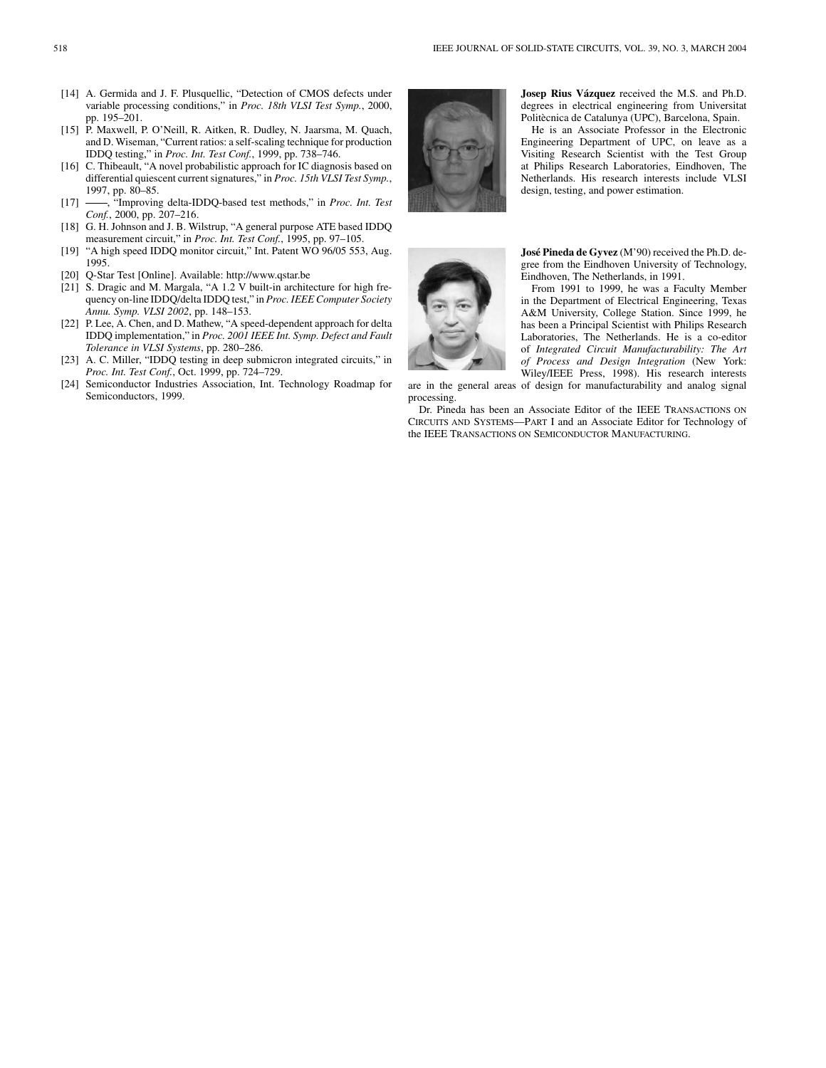[14] A. Germida and J. F. Plusquellic, "Detection of CMOS defects under variable processing conditions," in *Proc. 18th VLSI Test Symp.*, 2000, pp. 195–201.

[15] P. Maxwell, P. O'Neill, R. Aitken, R. Dudley, N. Jaarsma, M. Quach, and D. Wiseman, "Current ratios: a self-scaling technique for production IDDQ testing," in *Proc. Int. Test Conf.*, 1999, pp. 738–746.

[16] C. Thibeault, "A novel probabilistic approach for IC diagnosis based on differential quiescent current signatures," in *Proc. 15th VLSI Test Symp.*, 1997, pp. 80–85.

[17] ——, "Improving delta-IDDQ-based test methods," in *Proc. Int. Test Conf.*, 2000, pp. 207–216.

[18] G. H. Johnson and J. B. Wilstrup, "A general purpose ATE based IDDQ measurement circuit," in *Proc. Int. Test Conf.*, 1995, pp. 97–105.

[19] "A high speed IDDQ monitor circuit," Int. Patent WO 96/05 553, Aug. 1995.

[20] Q-Star Test [Online]. Available: http://www.qstar.be

[21] S. Dragic and M. Margala, "A 1.2 V built-in architecture for high frequency on-line IDDQ/delta IDDQ test," in *Proc. IEEE Computer Society Annu. Symp. VLSI 2002*, pp. 148–153.

[22] P. Lee, A. Chen, and D. Mathew, "A speed-dependent approach for delta IDDQ implementation," in *Proc. 2001 IEEE Int. Symp. Defect and Fault Tolerance in VLSI Systems*, pp. 280–286.

[23] A. C. Miller, "IDDQ testing in deep submicron integrated circuits," in *Proc. Int. Test Conf.*, Oct. 1999, pp. 724–729.

[24] Semiconductor Industries Association, Int. Technology Roadmap for Semiconductors, 1999.

**Josep Rius Vázquez** received the M.S. and Ph.D. degrees in electrical engineering from Universitat Politècnica de Catalunya (UPC), Barcelona, Spain.

He is an Associate Professor in the Electronic Engineering Department of UPC, on leave as a Visiting Research Scientist with the Test Group at Philips Research Laboratories, Eindhoven, The Netherlands. His research interests include VLSI design, testing, and power estimation.

**José Pineda de Gyvez** (M'90) received the Ph.D. degree from the Eindhoven University of Technology, Eindhoven, The Netherlands, in 1991.

From 1991 to 1999, he was a Faculty Member in the Department of Electrical Engineering, Texas A&M University, College Station. Since 1999, he has been a Principal Scientist with Philips Research Laboratories, The Netherlands. He is a co-editor of *Integrated Circuit Manufacturability: The Art of Process and Design Integration* (New York: Wiley/IEEE Press, 1998). His research interests are in the general areas of design for manufacturability and analog signal processing.

Dr. Pineda has been an Associate Editor of the IEEE TRANSACTIONS ON CIRCUITS AND SYSTEMS—PART I and an Associate Editor for Technology of the IEEE TRANSACTIONS ON SEMICONDUCTOR MANUFACTURING.